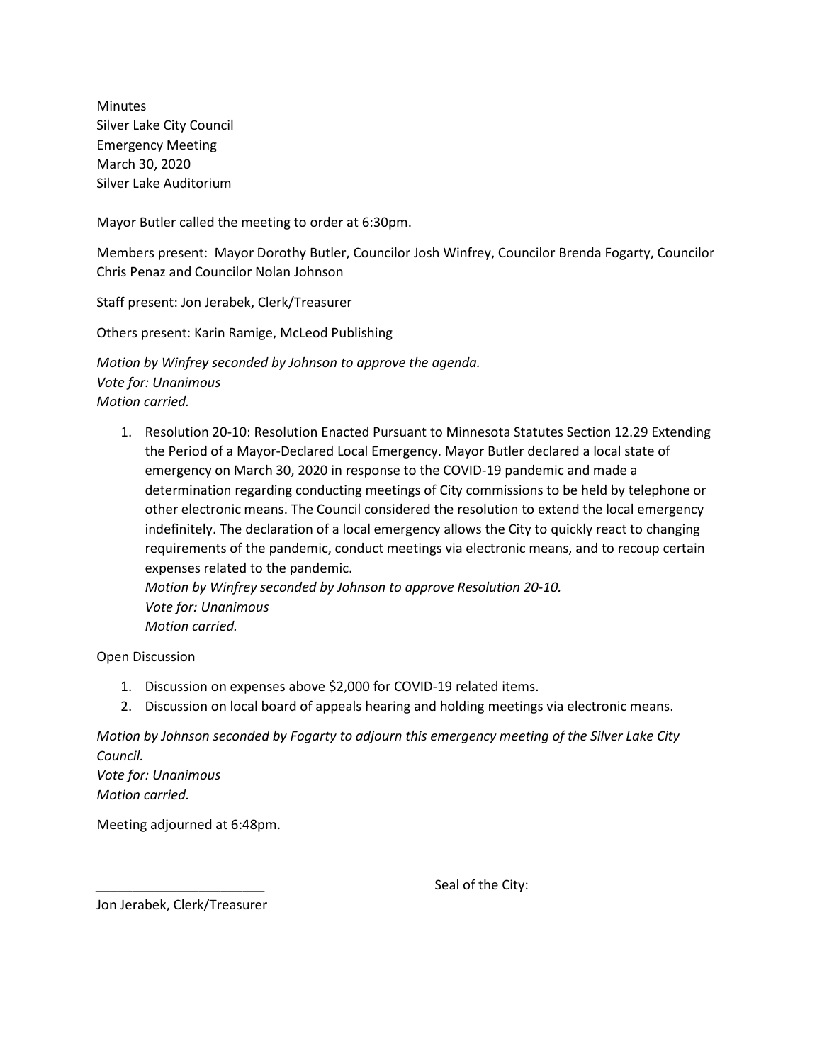Minutes
Silver Lake City Council
Emergency Meeting
March 30, 2020
Silver Lake Auditorium

Mayor Butler called the meeting to order at 6:30pm.

Members present: Mayor Dorothy Butler, Councilor Josh Winfrey, Councilor Brenda Fogarty, Councilor Chris Penaz and Councilor Nolan Johnson

Staff present: Jon Jerabek, Clerk/Treasurer

Others present: Karin Ramige, McLeod Publishing

*Motion by Winfrey seconded by Johnson to approve the agenda.*
*Vote for: Unanimous*
*Motion carried.*

1. Resolution 20-10: Resolution Enacted Pursuant to Minnesota Statutes Section 12.29 Extending the Period of a Mayor-Declared Local Emergency. Mayor Butler declared a local state of emergency on March 30, 2020 in response to the COVID-19 pandemic and made a determination regarding conducting meetings of City commissions to be held by telephone or other electronic means. The Council considered the resolution to extend the local emergency indefinitely. The declaration of a local emergency allows the City to quickly react to changing requirements of the pandemic, conduct meetings via electronic means, and to recoup certain expenses related to the pandemic.
   *Motion by Winfrey seconded by Johnson to approve Resolution 20-10.*
   *Vote for: Unanimous*
   *Motion carried.*

Open Discussion

1. Discussion on expenses above $2,000 for COVID-19 related items.
2. Discussion on local board of appeals hearing and holding meetings via electronic means.

*Motion by Johnson seconded by Fogarty to adjourn this emergency meeting of the Silver Lake City Council.*
*Vote for: Unanimous*
*Motion carried.*

Meeting adjourned at 6:48pm.

_______________________ Seal of the City:

Jon Jerabek, Clerk/Treasurer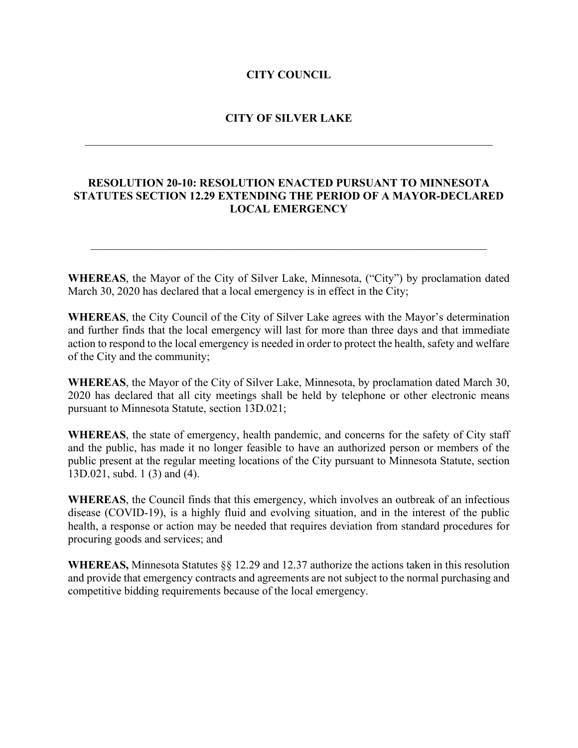**CITY COUNCIL**

**CITY OF SILVER LAKE**

---

# RESOLUTION 20-10: RESOLUTION ENACTED PURSUANT TO MINNESOTA STATUTES SECTION 12.29 EXTENDING THE PERIOD OF A MAYOR-DECLARED LOCAL EMERGENCY

---

**WHEREAS**, the Mayor of the City of Silver Lake, Minnesota, ("City") by proclamation dated March 30, 2020 has declared that a local emergency is in effect in the City;

**WHEREAS**, the City Council of the City of Silver Lake agrees with the Mayor's determination and further finds that the local emergency will last for more than three days and that immediate action to respond to the local emergency is needed in order to protect the health, safety and welfare of the City and the community;

**WHEREAS**, the Mayor of the City of Silver Lake, Minnesota, by proclamation dated March 30, 2020 has declared that all city meetings shall be held by telephone or other electronic means pursuant to Minnesota Statute, section 13D.021;

**WHEREAS**, the state of emergency, health pandemic, and concerns for the safety of City staff and the public, has made it no longer feasible to have an authorized person or members of the public present at the regular meeting locations of the City pursuant to Minnesota Statute, section 13D.021, subd. 1 (3) and (4).

**WHEREAS**, the Council finds that this emergency, which involves an outbreak of an infectious disease (COVID-19), is a highly fluid and evolving situation, and in the interest of the public health, a response or action may be needed that requires deviation from standard procedures for procuring goods and services; and

**WHEREAS,** Minnesota Statutes §§ 12.29 and 12.37 authorize the actions taken in this resolution and provide that emergency contracts and agreements are not subject to the normal purchasing and competitive bidding requirements because of the local emergency.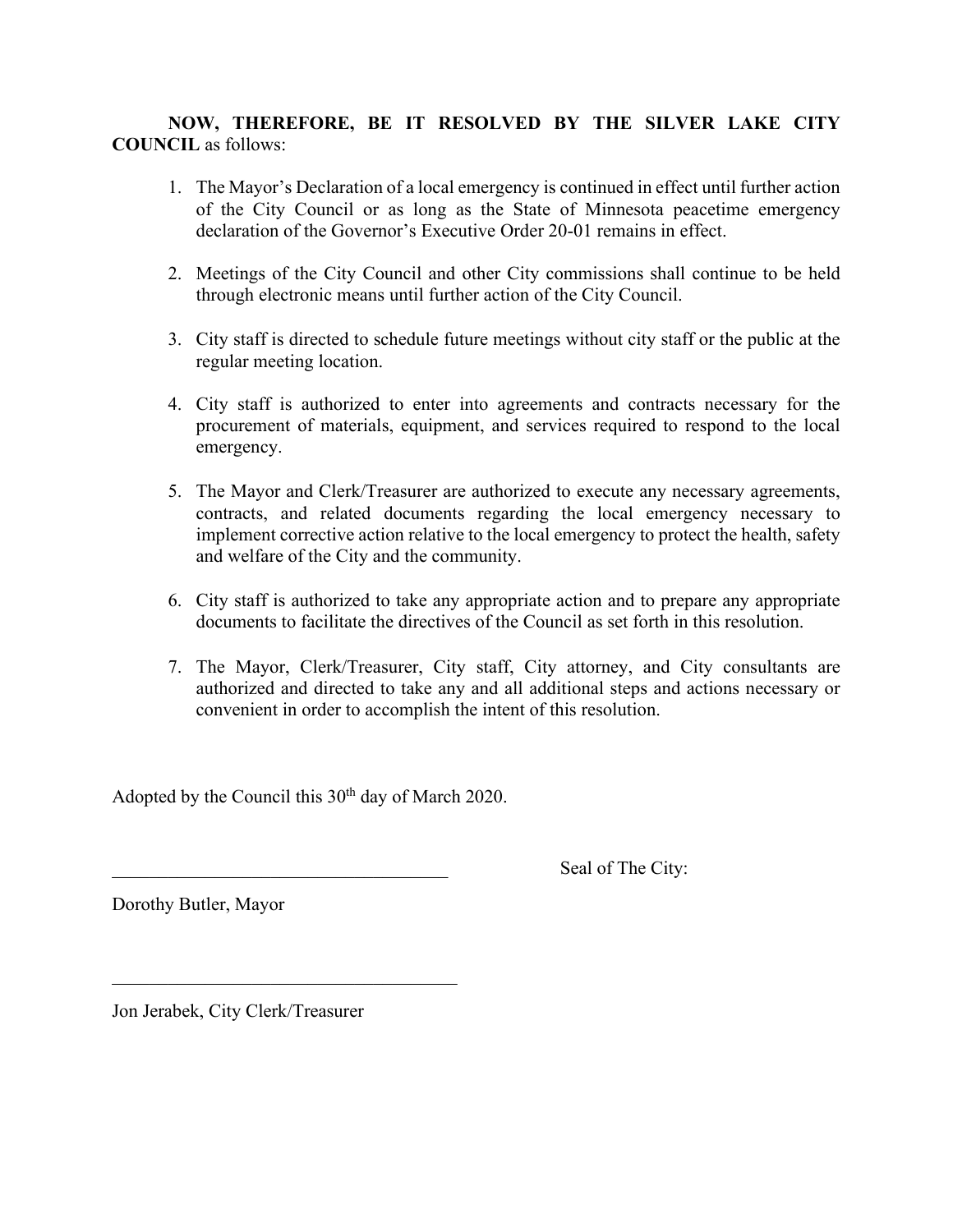**NOW, THEREFORE, BE IT RESOLVED BY THE SILVER LAKE CITY COUNCIL** as follows:

1. The Mayor's Declaration of a local emergency is continued in effect until further action of the City Council or as long as the State of Minnesota peacetime emergency declaration of the Governor's Executive Order 20-01 remains in effect.

2. Meetings of the City Council and other City commissions shall continue to be held through electronic means until further action of the City Council.

3. City staff is directed to schedule future meetings without city staff or the public at the regular meeting location.

4. City staff is authorized to enter into agreements and contracts necessary for the procurement of materials, equipment, and services required to respond to the local emergency.

5. The Mayor and Clerk/Treasurer are authorized to execute any necessary agreements, contracts, and related documents regarding the local emergency necessary to implement corrective action relative to the local emergency to protect the health, safety and welfare of the City and the community.

6. City staff is authorized to take any appropriate action and to prepare any appropriate documents to facilitate the directives of the Council as set forth in this resolution.

7. The Mayor, Clerk/Treasurer, City staff, City attorney, and City consultants are authorized and directed to take any and all additional steps and actions necessary or convenient in order to accomplish the intent of this resolution.

Adopted by the Council this 30th day of March 2020.

\_\_\_\_\_\_\_\_\_\_\_\_\_\_\_\_\_\_\_\_\_\_\_\_\_\_\_\_\_\_\_\_\_\_\_\_

Dorothy Butler, Mayor

Seal of The City:

\_\_\_\_\_\_\_\_\_\_\_\_\_\_\_\_\_\_\_\_\_\_\_\_\_\_\_\_\_\_\_\_\_\_\_\_

Jon Jerabek, City Clerk/Treasurer